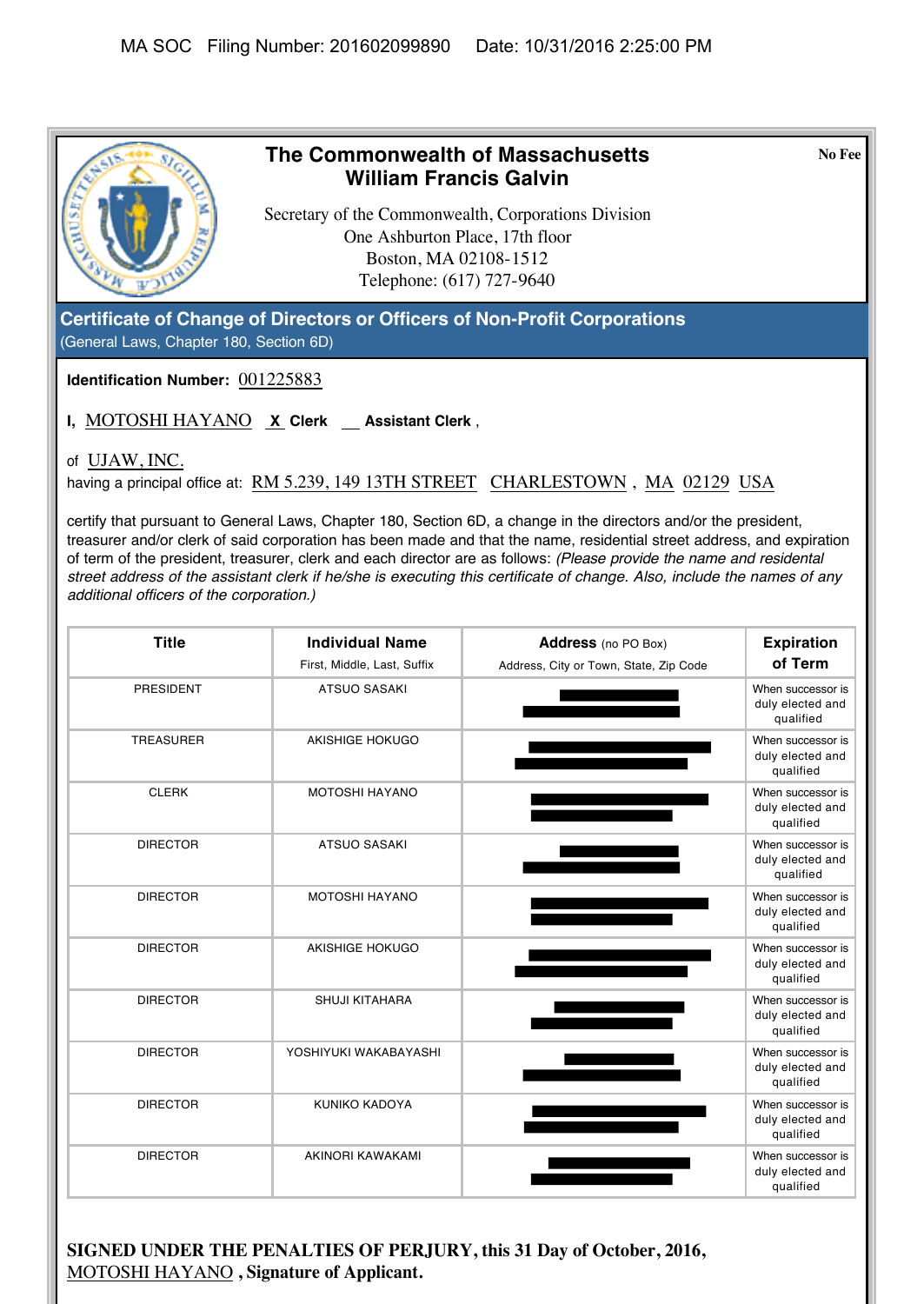MA SOC Filing Number: 201602099890 Date: 10/31/2016 2:25:00 PM

# The Commonwealth of Massachusetts
## William Francis Galvin

No Fee

Secretary of the Commonwealth, Corporations Division
One Ashburton Place, 17th floor
Boston, MA 02108-1512
Telephone: (617) 727-9640

## Certificate of Change of Directors or Officers of Non-Profit Corporations

(General Laws, Chapter 180, Section 6D)

**Identification Number:** 001225883

**I,** MOTOSHI HAYANO **X Clerk** __ **Assistant Clerk** ,

of UJAW, INC.
having a principal office at: RM 5.239, 149 13TH STREET CHARLESTOWN , MA 02129 USA

certify that pursuant to General Laws, Chapter 180, Section 6D, a change in the directors and/or the president, treasurer and/or clerk of said corporation has been made and that the name, residential street address, and expiration of term of the president, treasurer, clerk and each director are as follows: *(Please provide the name and residential street address of the assistant clerk if he/she is executing this certificate of change. Also, include the names of any additional officers of the corporation.)*

| Title | Individual Name<br>First, Middle, Last, Suffix | Address (no PO Box)<br>Address, City or Town, State, Zip Code | Expiration of Term |
|---|---|---|---|
| PRESIDENT | ATSUO SASAKI | [REDACTED] | When successor is duly elected and qualified |
| TREASURER | AKISHIGE HOKUGO | [REDACTED] | When successor is duly elected and qualified |
| CLERK | MOTOSHI HAYANO | [REDACTED] | When successor is duly elected and qualified |
| DIRECTOR | ATSUO SASAKI | [REDACTED] | When successor is duly elected and qualified |
| DIRECTOR | MOTOSHI HAYANO | [REDACTED] | When successor is duly elected and qualified |
| DIRECTOR | AKISHIGE HOKUGO | [REDACTED] | When successor is duly elected and qualified |
| DIRECTOR | SHUJI KITAHARA | [REDACTED] | When successor is duly elected and qualified |
| DIRECTOR | YOSHIYUKI WAKABAYASHI | [REDACTED] | When successor is duly elected and qualified |
| DIRECTOR | KUNIKO KADOYA | [REDACTED] | When successor is duly elected and qualified |
| DIRECTOR | AKINORI KAWAKAMI | [REDACTED] | When successor is duly elected and qualified |

**SIGNED UNDER THE PENALTIES OF PERJURY, this 31 Day of October, 2016,**
MOTOSHI HAYANO **, Signature of Applicant.**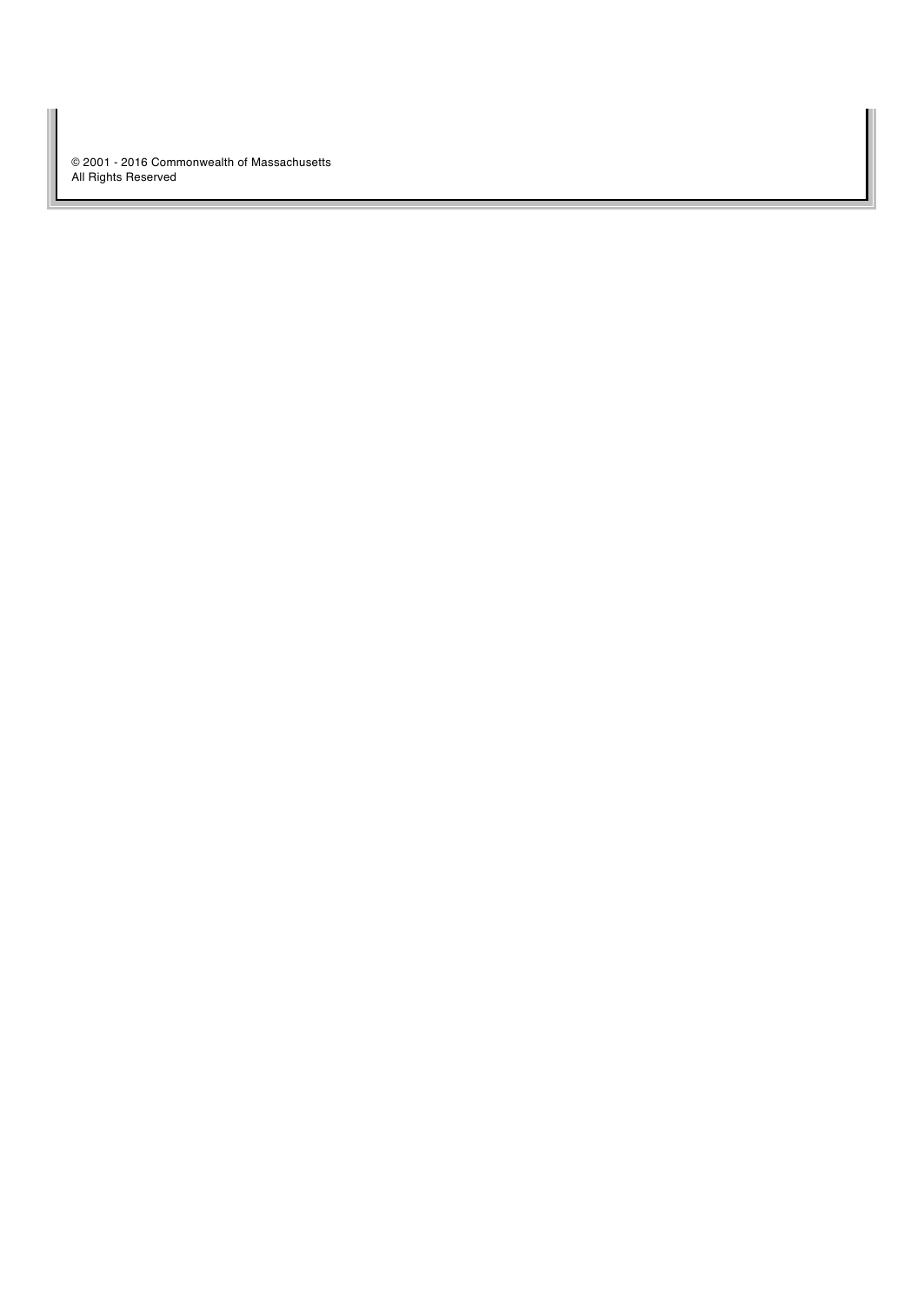© 2001 - 2016 Commonwealth of Massachusetts
All Rights Reserved